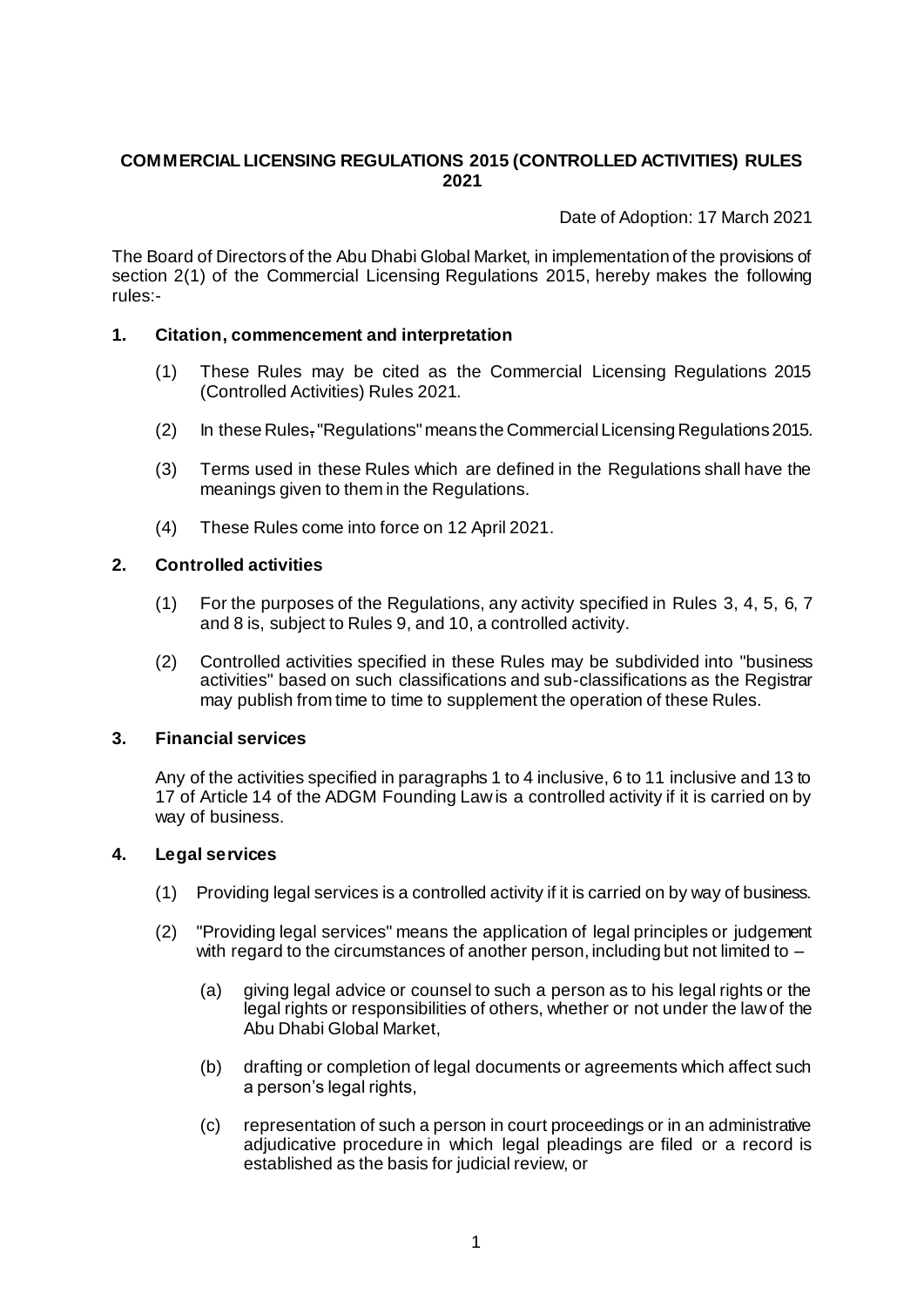# COMMERCIAL LICENSING REGULATIONS 2015 (CONTROLLED ACTIVITIES) RULES 2021

Date of Adoption: 17 March 2021

The Board of Directors of the Abu Dhabi Global Market, in implementation of the provisions of section 2(1) of the Commercial Licensing Regulations 2015, hereby makes the following rules:-

## 1. Citation, commencement and interpretation

(1) These Rules may be cited as the Commercial Licensing Regulations 2015 (Controlled Activities) Rules 2021.

(2) In these Rules, "Regulations" means the Commercial Licensing Regulations 2015.

(3) Terms used in these Rules which are defined in the Regulations shall have the meanings given to them in the Regulations.

(4) These Rules come into force on 12 April 2021.

## 2. Controlled activities

(1) For the purposes of the Regulations, any activity specified in Rules 3, 4, 5, 6, 7 and 8 is, subject to Rules 9, and 10, a controlled activity.

(2) Controlled activities specified in these Rules may be subdivided into "business activities" based on such classifications and sub-classifications as the Registrar may publish from time to time to supplement the operation of these Rules.

## 3. Financial services

Any of the activities specified in paragraphs 1 to 4 inclusive, 6 to 11 inclusive and 13 to 17 of Article 14 of the ADGM Founding Law is a controlled activity if it is carried on by way of business.

## 4. Legal services

(1) Providing legal services is a controlled activity if it is carried on by way of business.

(2) "Providing legal services" means the application of legal principles or judgement with regard to the circumstances of another person, including but not limited to –

(a) giving legal advice or counsel to such a person as to his legal rights or the legal rights or responsibilities of others, whether or not under the law of the Abu Dhabi Global Market,

(b) drafting or completion of legal documents or agreements which affect such a person's legal rights,

(c) representation of such a person in court proceedings or in an administrative adjudicative procedure in which legal pleadings are filed or a record is established as the basis for judicial review, or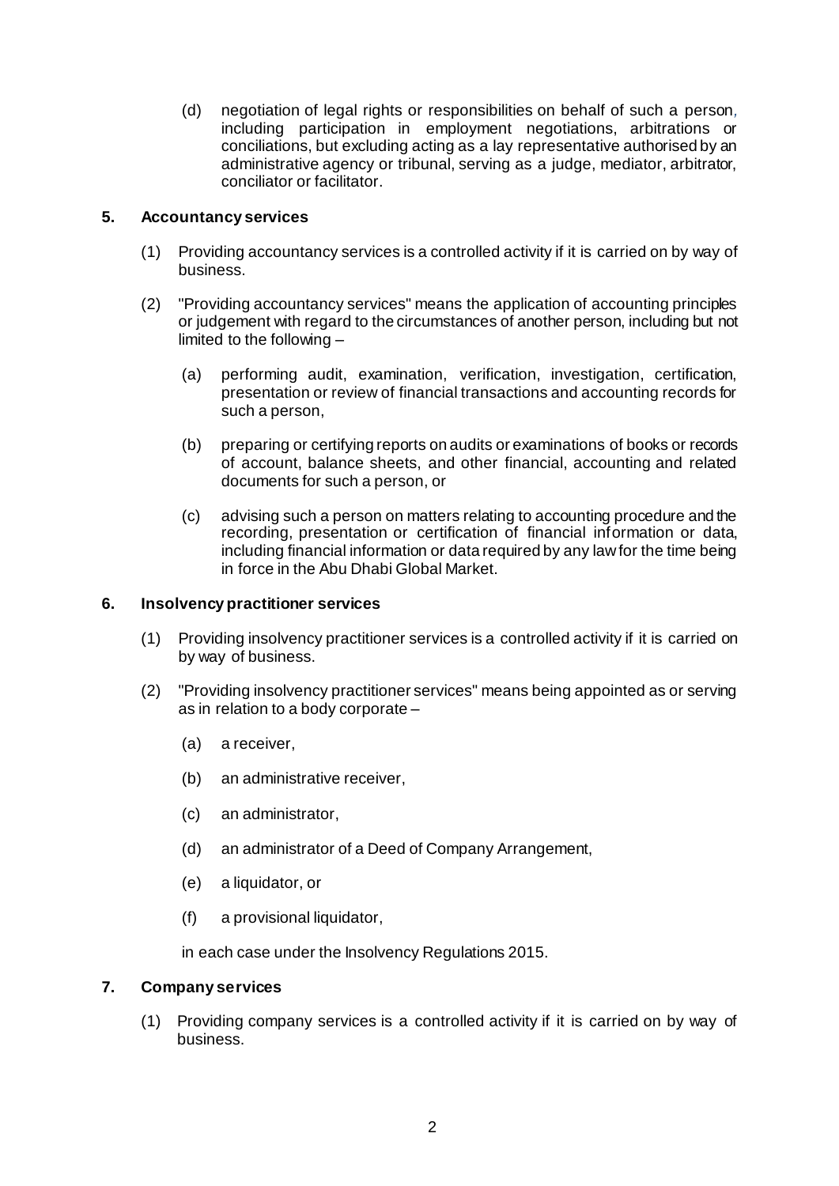(d) negotiation of legal rights or responsibilities on behalf of such a person, including participation in employment negotiations, arbitrations or conciliations, but excluding acting as a lay representative authorised by an administrative agency or tribunal, serving as a judge, mediator, arbitrator, conciliator or facilitator.

## 5. Accountancy services

(1) Providing accountancy services is a controlled activity if it is carried on by way of business.

(2) "Providing accountancy services" means the application of accounting principles or judgement with regard to the circumstances of another person, including but not limited to the following –

(a) performing audit, examination, verification, investigation, certification, presentation or review of financial transactions and accounting records for such a person,

(b) preparing or certifying reports on audits or examinations of books or records of account, balance sheets, and other financial, accounting and related documents for such a person, or

(c) advising such a person on matters relating to accounting procedure and the recording, presentation or certification of financial information or data, including financial information or data required by any law for the time being in force in the Abu Dhabi Global Market.

## 6. Insolvency practitioner services

(1) Providing insolvency practitioner services is a controlled activity if it is carried on by way of business.

(2) "Providing insolvency practitioner services" means being appointed as or serving as in relation to a body corporate –

(a) a receiver,

(b) an administrative receiver,

(c) an administrator,

(d) an administrator of a Deed of Company Arrangement,

(e) a liquidator, or

(f) a provisional liquidator,

in each case under the Insolvency Regulations 2015.

## 7. Company services

(1) Providing company services is a controlled activity if it is carried on by way of business.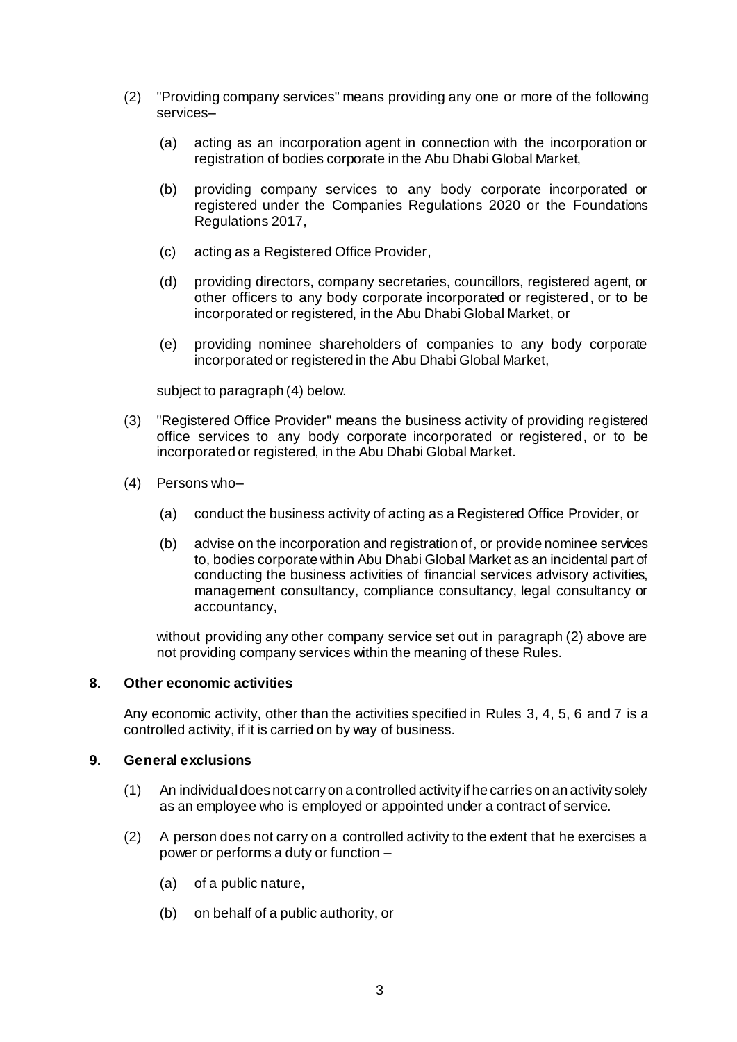(2) "Providing company services" means providing any one or more of the following services–

   (a) acting as an incorporation agent in connection with the incorporation or registration of bodies corporate in the Abu Dhabi Global Market,

   (b) providing company services to any body corporate incorporated or registered under the Companies Regulations 2020 or the Foundations Regulations 2017,

   (c) acting as a Registered Office Provider,

   (d) providing directors, company secretaries, councillors, registered agent, or other officers to any body corporate incorporated or registered, or to be incorporated or registered, in the Abu Dhabi Global Market, or

   (e) providing nominee shareholders of companies to any body corporate incorporated or registered in the Abu Dhabi Global Market,

   subject to paragraph (4) below.

(3) "Registered Office Provider" means the business activity of providing registered office services to any body corporate incorporated or registered, or to be incorporated or registered, in the Abu Dhabi Global Market.

(4) Persons who–

   (a) conduct the business activity of acting as a Registered Office Provider, or

   (b) advise on the incorporation and registration of, or provide nominee services to, bodies corporate within Abu Dhabi Global Market as an incidental part of conducting the business activities of financial services advisory activities, management consultancy, compliance consultancy, legal consultancy or accountancy,

   without providing any other company service set out in paragraph (2) above are not providing company services within the meaning of these Rules.

## 8. Other economic activities

Any economic activity, other than the activities specified in Rules 3, 4, 5, 6 and 7 is a controlled activity, if it is carried on by way of business.

## 9. General exclusions

(1) An individual does not carry on a controlled activity if he carries on an activity solely as an employee who is employed or appointed under a contract of service.

(2) A person does not carry on a controlled activity to the extent that he exercises a power or performs a duty or function –

   (a) of a public nature,

   (b) on behalf of a public authority, or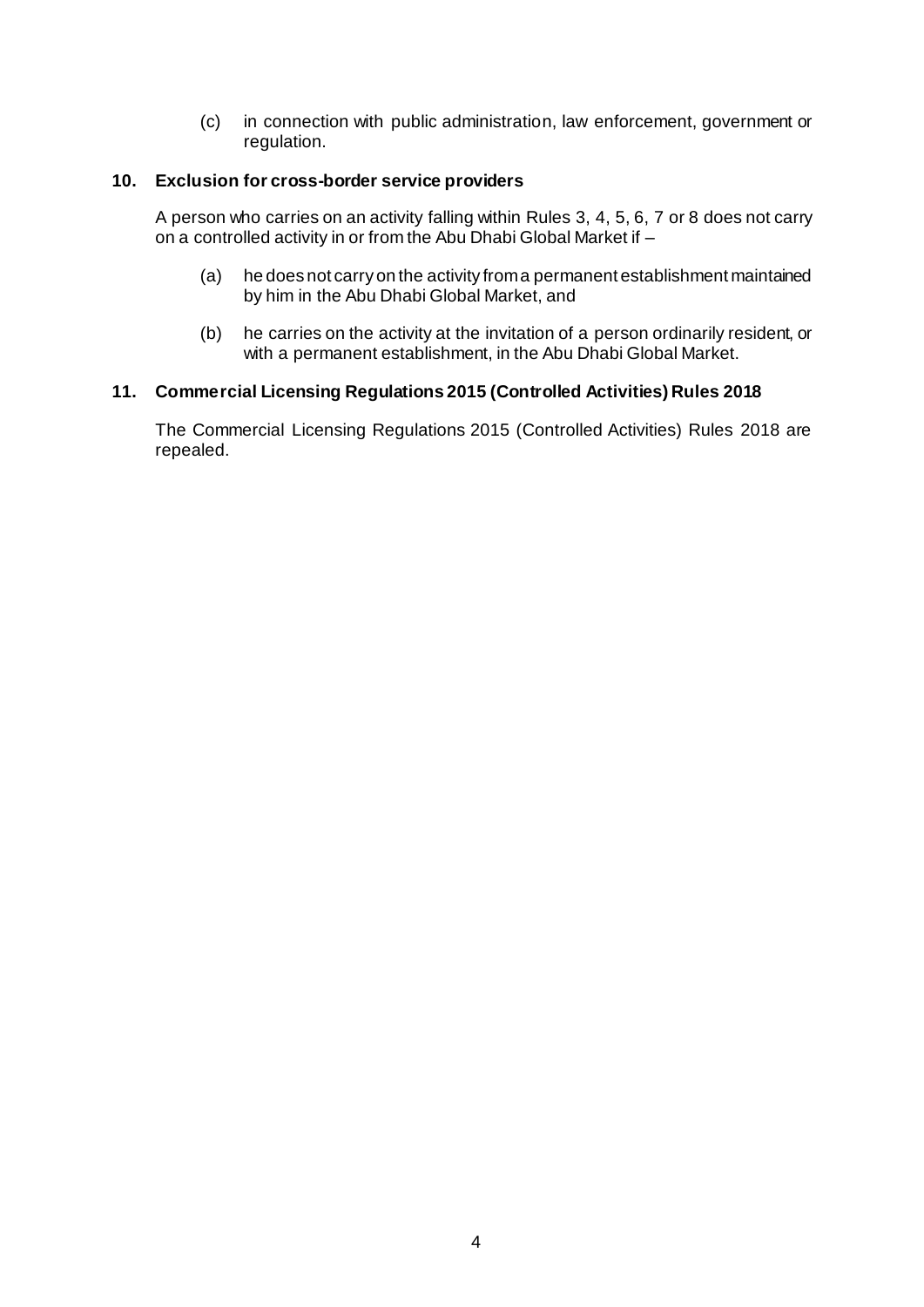(c) in connection with public administration, law enforcement, government or regulation.

**10. Exclusion for cross-border service providers**

A person who carries on an activity falling within Rules 3, 4, 5, 6, 7 or 8 does not carry on a controlled activity in or from the Abu Dhabi Global Market if –

(a) he does not carry on the activity from a permanent establishment maintained by him in the Abu Dhabi Global Market, and

(b) he carries on the activity at the invitation of a person ordinarily resident, or with a permanent establishment, in the Abu Dhabi Global Market.

**11. Commercial Licensing Regulations 2015 (Controlled Activities) Rules 2018**

The Commercial Licensing Regulations 2015 (Controlled Activities) Rules 2018 are repealed.